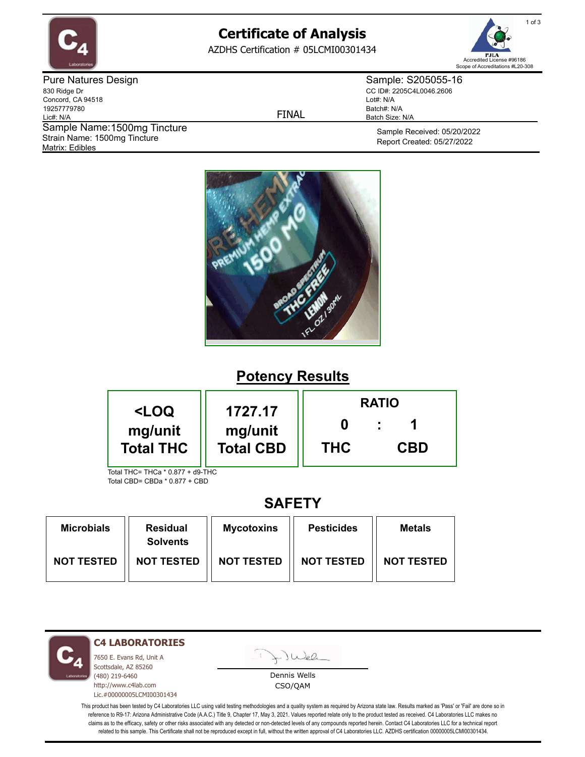# Certificate of Analysis

AZDHS Certification # 05LCMI00301434

PJLA Accredited License #96186
Scope of Accreditations #L20-308

**Pure Natures Design**
830 Ridge Dr
Concord, CA 94518
19257779780
Lic#: N/A

**Sample Name:** 1500mg Tincture
Strain Name: 1500mg Tincture
Matrix: Edibles

FINAL

**Sample: S205055-16**
CC ID#: 2205C4L0046.2606
Lot#: N/A
Batch#: N/A
Batch Size: N/A

Sample Received: 05/20/2022
Report Created: 05/27/2022

## Potency Results

| <LOQ mg/unit Total THC | 1727.17 mg/unit Total CBD | RATIO 0 : 1 THC : CBD |
|---|---|---|

Total THC= THCa * 0.877 + d9-THC
Total CBD= CBDa * 0.877 + CBD

## SAFETY

| Microbials | Residual Solvents | Mycotoxins | Pesticides | Metals |
|---|---|---|---|---|
| NOT TESTED | NOT TESTED | NOT TESTED | NOT TESTED | NOT TESTED |

**C4 LABORATORIES**
7650 E. Evans Rd, Unit A
Scottsdale, AZ 85260
(480) 219-6460
http://www.c4lab.com
Lic.#00000005LCMI00301434

Dennis Wells
CSO/QAM

This product has been tested by C4 Laboratories LLC using valid testing methodologies and a quality system as required by Arizona state law. Results marked as 'Pass' or 'Fail' are done so in reference to R9-17: Arizona Administrative Code (A.A.C.) Title 9, Chapter 17, May 3, 2021. Values reported relate only to the product tested as received. C4 Laboratories LLC makes no claims as to the efficacy, safety or other risks associated with any detected or non-detected levels of any compounds reported herein. Contact C4 Laboratories LLC for a technical report related to this sample. This Certificate shall not be reproduced except in full, without the written approval of C4 Laboratories LLC. AZDHS certification 00000005LCMI00301434.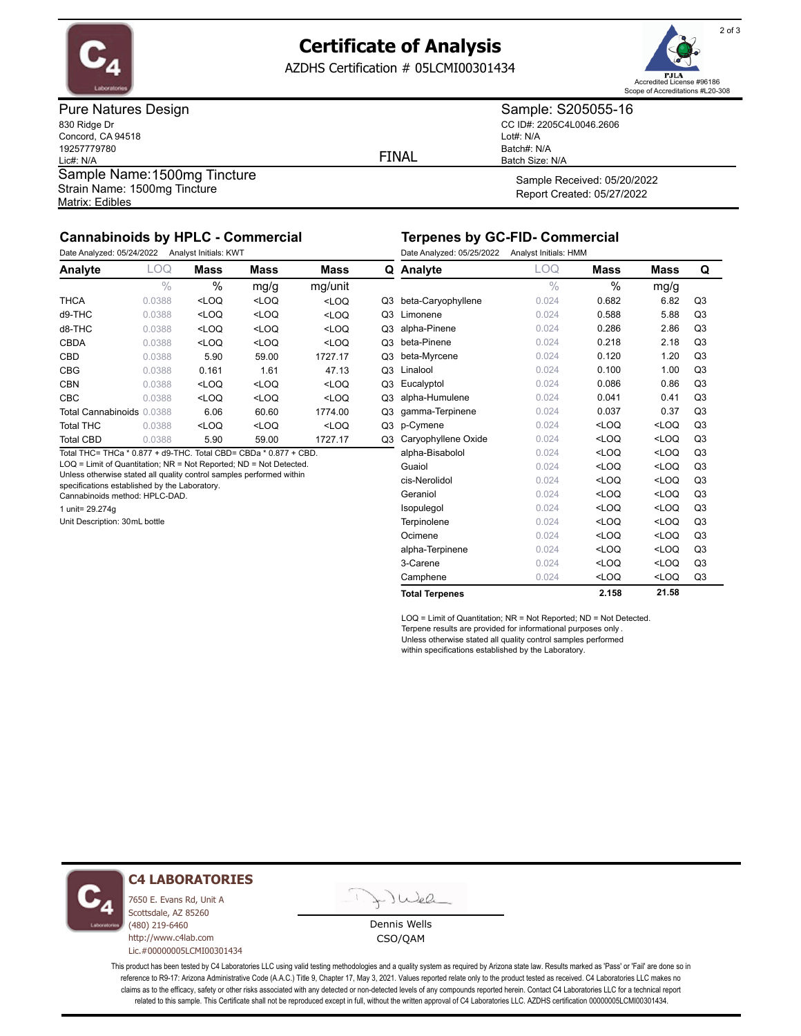# Certificate of Analysis

AZDHS Certification # 05LCMI00301434

PJLA Accredited License #96186
Scope of Accreditations #L20-308

**Pure Natures Design**
830 Ridge Dr
Concord, CA 94518
19257779780
Lic#: N/A

FINAL

**Sample: S205055-16**
CC ID#: 2205C4L0046.2606
Lot#: N/A
Batch#: N/A
Batch Size: N/A

**Sample Name:** 1500mg Tincture
Strain Name: 1500mg Tincture
Matrix: Edibles

Sample Received: 05/20/2022
Report Created: 05/27/2022

## Cannabinoids by HPLC - Commercial

Date Analyzed: 05/24/2022 Analyst Initials: KWT

| Analyte | LOQ | Mass | Mass | Mass | Q |
|---|---|---|---|---|---|
| | % | % | mg/g | mg/unit | |
| THCA | 0.0388 | <LOQ | <LOQ | <LOQ | Q3 |
| d9-THC | 0.0388 | <LOQ | <LOQ | <LOQ | Q3 |
| d8-THC | 0.0388 | <LOQ | <LOQ | <LOQ | Q3 |
| CBDA | 0.0388 | <LOQ | <LOQ | <LOQ | Q3 |
| CBD | 0.0388 | 5.90 | 59.00 | 1727.17 | Q3 |
| CBG | 0.0388 | 0.161 | 1.61 | 47.13 | Q3 |
| CBN | 0.0388 | <LOQ | <LOQ | <LOQ | Q3 |
| CBC | 0.0388 | <LOQ | <LOQ | <LOQ | Q3 |
| Total Cannabinoids | 0.0388 | 6.06 | 60.60 | 1774.00 | Q3 |
| Total THC | 0.0388 | <LOQ | <LOQ | <LOQ | Q3 |
| Total CBD | 0.0388 | 5.90 | 59.00 | 1727.17 | Q3 |

Total THC= THCa * 0.877 + d9-THC. Total CBD= CBDa * 0.877 + CBD.
LOQ = Limit of Quantitation; NR = Not Reported; ND = Not Detected.
Unless otherwise stated all quality control samples performed within specifications established by the Laboratory.
Cannabinoids method: HPLC-DAD.

1 unit= 29.274g

Unit Description: 30mL bottle

## Terpenes by GC-FID- Commercial

Date Analyzed: 05/25/2022 Analyst Initials: HMM

| Analyte | LOQ | Mass | Mass | Q |
|---|---|---|---|---|
| | % | % | mg/g | |
| beta-Caryophyllene | 0.024 | 0.682 | 6.82 | Q3 |
| Limonene | 0.024 | 0.588 | 5.88 | Q3 |
| alpha-Pinene | 0.024 | 0.286 | 2.86 | Q3 |
| beta-Pinene | 0.024 | 0.218 | 2.18 | Q3 |
| beta-Myrcene | 0.024 | 0.120 | 1.20 | Q3 |
| Linalool | 0.024 | 0.100 | 1.00 | Q3 |
| Eucalyptol | 0.024 | 0.086 | 0.86 | Q3 |
| alpha-Humulene | 0.024 | 0.041 | 0.41 | Q3 |
| gamma-Terpinene | 0.024 | 0.037 | 0.37 | Q3 |
| p-Cymene | 0.024 | <LOQ | <LOQ | Q3 |
| Caryophyllene Oxide | 0.024 | <LOQ | <LOQ | Q3 |
| alpha-Bisabolol | 0.024 | <LOQ | <LOQ | Q3 |
| Guaiol | 0.024 | <LOQ | <LOQ | Q3 |
| cis-Nerolidol | 0.024 | <LOQ | <LOQ | Q3 |
| Geraniol | 0.024 | <LOQ | <LOQ | Q3 |
| Isopulegol | 0.024 | <LOQ | <LOQ | Q3 |
| Terpinolene | 0.024 | <LOQ | <LOQ | Q3 |
| Ocimene | 0.024 | <LOQ | <LOQ | Q3 |
| alpha-Terpinene | 0.024 | <LOQ | <LOQ | Q3 |
| 3-Carene | 0.024 | <LOQ | <LOQ | Q3 |
| Camphene | 0.024 | <LOQ | <LOQ | Q3 |
| **Total Terpenes** | | **2.158** | **21.58** | |

LOQ = Limit of Quantitation; NR = Not Reported; ND = Not Detected.
Terpene results are provided for informational purposes only.
Unless otherwise stated all quality control samples performed within specifications established by the Laboratory.

**C4 LABORATORIES**
7650 E. Evans Rd, Unit A
Scottsdale, AZ 85260
(480) 219-6460
http://www.c4lab.com
Lic.#00000005LCMI00301434

Dennis Wells
CSO/QAM

This product has been tested by C4 Laboratories LLC using valid testing methodologies and a quality system as required by Arizona state law. Results marked as 'Pass' or 'Fail' are done so in reference to R9-17: Arizona Administrative Code (A.A.C.) Title 9, Chapter 17, May 3, 2021. Values reported relate only to the product tested as received. C4 Laboratories LLC makes no claims as to the efficacy, safety or other risks associated with any detected or non-detected levels of any compounds reported herein. Contact C4 Laboratories LLC for a technical report related to this sample. This Certificate shall not be reproduced except in full, without the written approval of C4 Laboratories LLC. AZDHS certification 00000005LCMI00301434.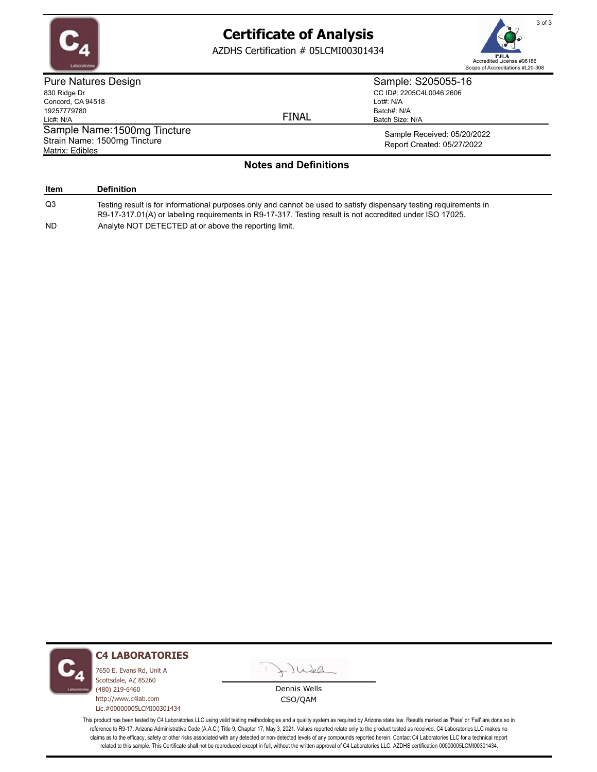# Certificate of Analysis

AZDHS Certification # 05LCMI00301434

Accredited License #96186
Scope of Accreditations #L20-308

**Pure Natures Design**
830 Ridge Dr
Concord, CA 94518
19257779780
Lic#: N/A

FINAL

**Sample: S205055-16**
CC ID#: 2205C4L0046.2606
Lot#: N/A
Batch#: N/A
Batch Size: N/A

Sample Name: 1500mg Tincture
Strain Name: 1500mg Tincture
Matrix: Edibles

Sample Received: 05/20/2022
Report Created: 05/27/2022

## Notes and Definitions

| Item | Definition |
| --- | --- |
| Q3 | Testing result is for informational purposes only and cannot be used to satisfy dispensary testing requirements in R9-17-317.01(A) or labeling requirements in R9-17-317. Testing result is not accredited under ISO 17025. |
| ND | Analyte NOT DETECTED at or above the reporting limit. |

**C4 LABORATORIES**
7650 E. Evans Rd, Unit A
Scottsdale, AZ 85260
(480) 219-6460
http://www.c4lab.com
Lic.#00000005LCMI00301434

Dennis Wells
CSO/QAM

This product has been tested by C4 Laboratories LLC using valid testing methodologies and a quality system as required by Arizona state law. Results marked as 'Pass' or 'Fail' are done so in reference to R9-17: Arizona Administrative Code (A.A.C.) Title 9, Chapter 17, May 3, 2021. Values reported relate only to the product tested as received. C4 Laboratories LLC makes no claims as to the efficacy, safety or other risks associated with any detected or non-detected levels of any compounds reported herein. Contact C4 Laboratories LLC for a technical report related to this sample. This Certificate shall not be reproduced except in full, without the written approval of C4 Laboratories LLC. AZDHS certification 00000005LCMI00301434.